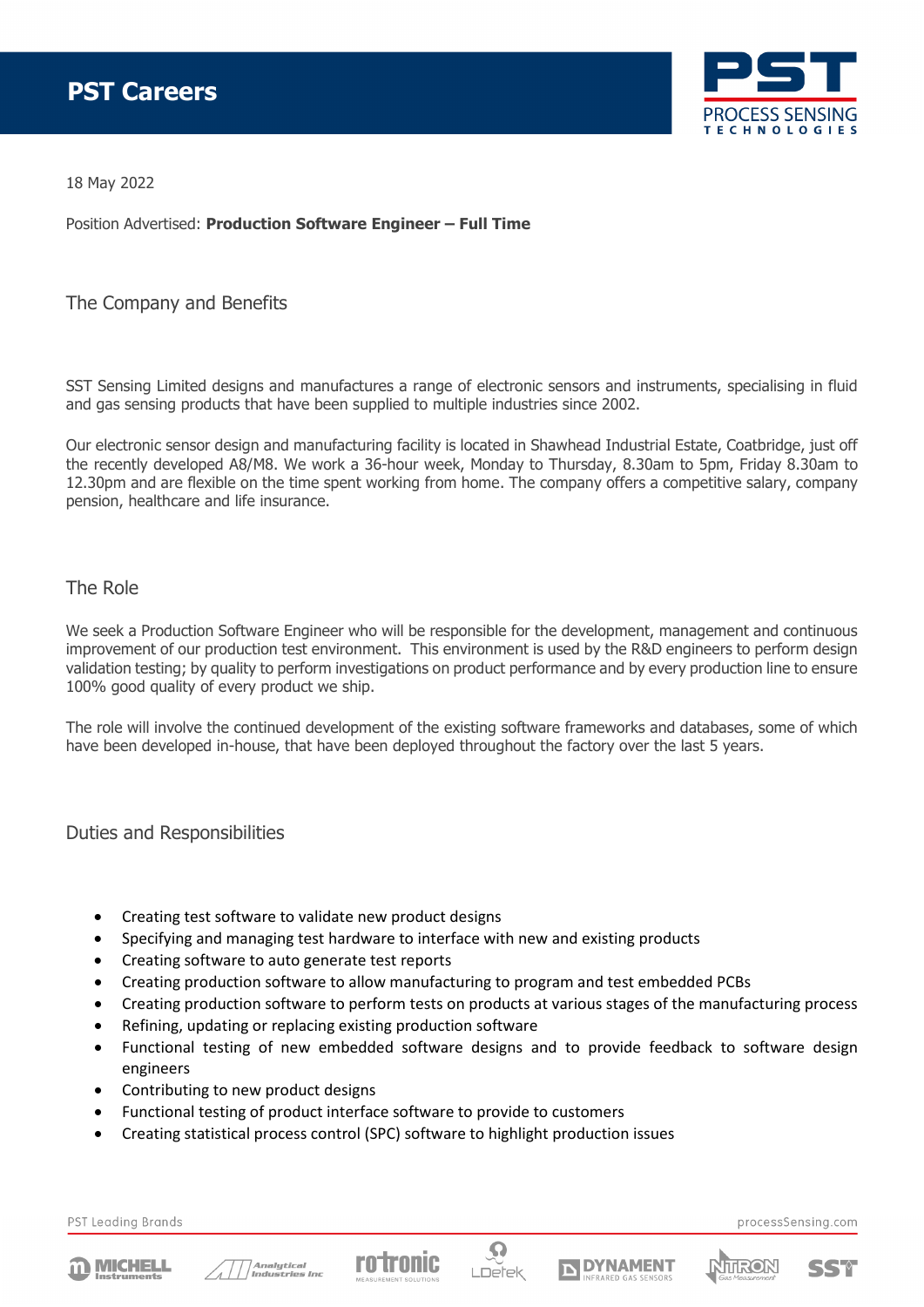# PST Careers

18 May 2022

Position Advertised: **Production Software Engineer – Full Time**

## The Company and Benefits

SST Sensing Limited designs and manufactures a range of electronic sensors and instruments, specialising in fluid and gas sensing products that have been supplied to multiple industries since 2002.

Our electronic sensor design and manufacturing facility is located in Shawhead Industrial Estate, Coatbridge, just off the recently developed A8/M8. We work a 36-hour week, Monday to Thursday, 8.30am to 5pm, Friday 8.30am to 12.30pm and are flexible on the time spent working from home. The company offers a competitive salary, company pension, healthcare and life insurance.

## The Role

We seek a Production Software Engineer who will be responsible for the development, management and continuous improvement of our production test environment. This environment is used by the R&D engineers to perform design validation testing; by quality to perform investigations on product performance and by every production line to ensure 100% good quality of every product we ship.

The role will involve the continued development of the existing software frameworks and databases, some of which have been developed in-house, that have been deployed throughout the factory over the last 5 years.

## Duties and Responsibilities

- Creating test software to validate new product designs
- Specifying and managing test hardware to interface with new and existing products
- Creating software to auto generate test reports
- Creating production software to allow manufacturing to program and test embedded PCBs
- Creating production software to perform tests on products at various stages of the manufacturing process
- Refining, updating or replacing existing production software
- Functional testing of new embedded software designs and to provide feedback to software design engineers
- Contributing to new product designs
- Functional testing of product interface software to provide to customers
- Creating statistical process control (SPC) software to highlight production issues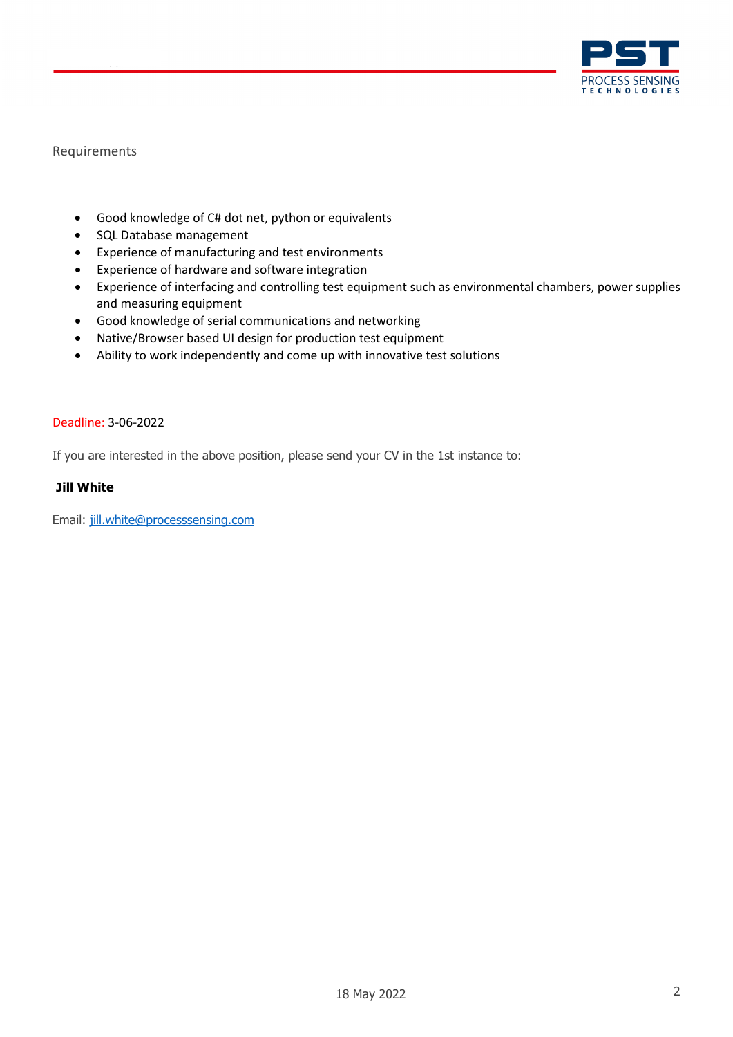Requirements

- Good knowledge of C# dot net, python or equivalents
- SQL Database management
- Experience of manufacturing and test environments
- Experience of hardware and software integration
- Experience of interfacing and controlling test equipment such as environmental chambers, power supplies and measuring equipment
- Good knowledge of serial communications and networking
- Native/Browser based UI design for production test equipment
- Ability to work independently and come up with innovative test solutions

Deadline: 3-06-2022

If you are interested in the above position, please send your CV in the 1st instance to:

**Jill White**

Email: jill.white@processsensing.com